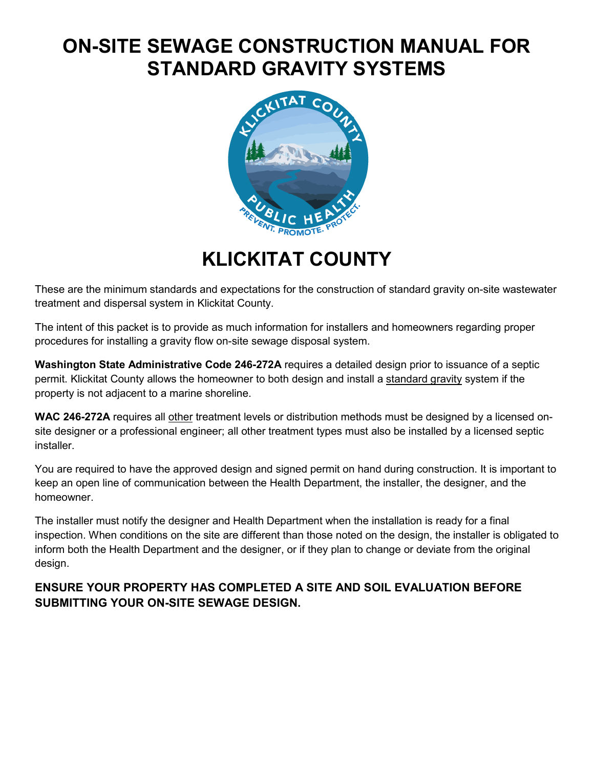# ON-SITE SEWAGE CONSTRUCTION MANUAL FOR STANDARD GRAVITY SYSTEMS

# KLICKITAT COUNTY

These are the minimum standards and expectations for the construction of standard gravity on-site wastewater treatment and dispersal system in Klickitat County.

The intent of this packet is to provide as much information for installers and homeowners regarding proper procedures for installing a gravity flow on-site sewage disposal system.

**Washington State Administrative Code 246-272A** requires a detailed design prior to issuance of a septic permit. Klickitat County allows the homeowner to both design and install a <u>standard gravity</u> system if the property is not adjacent to a marine shoreline.

**WAC 246-272A** requires all <u>other</u> treatment levels or distribution methods must be designed by a licensed on-site designer or a professional engineer; all other treatment types must also be installed by a licensed septic installer.

You are required to have the approved design and signed permit on hand during construction. It is important to keep an open line of communication between the Health Department, the installer, the designer, and the homeowner.

The installer must notify the designer and Health Department when the installation is ready for a final inspection. When conditions on the site are different than those noted on the design, the installer is obligated to inform both the Health Department and the designer, or if they plan to change or deviate from the original design.

**ENSURE YOUR PROPERTY HAS COMPLETED A SITE AND SOIL EVALUATION BEFORE SUBMITTING YOUR ON-SITE SEWAGE DESIGN.**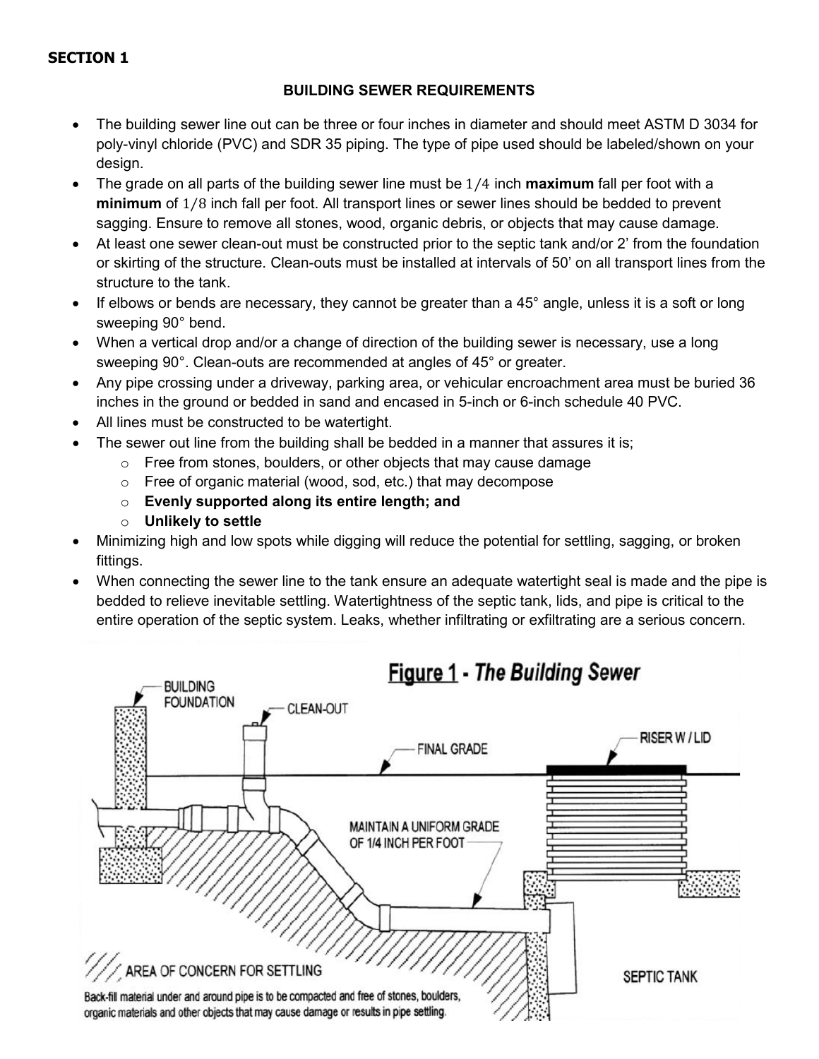## SECTION 1

### BUILDING SEWER REQUIREMENTS

- The building sewer line out can be three or four inches in diameter and should meet ASTM D 3034 for poly-vinyl chloride (PVC) and SDR 35 piping. The type of pipe used should be labeled/shown on your design.
- The grade on all parts of the building sewer line must be $1/4$ inch **maximum** fall per foot with a **minimum** of $1/8$ inch fall per foot. All transport lines or sewer lines should be bedded to prevent sagging. Ensure to remove all stones, wood, organic debris, or objects that may cause damage.
- At least one sewer clean-out must be constructed prior to the septic tank and/or 2' from the foundation or skirting of the structure. Clean-outs must be installed at intervals of 50' on all transport lines from the structure to the tank.
- If elbows or bends are necessary, they cannot be greater than a 45° angle, unless it is a soft or long sweeping 90° bend.
- When a vertical drop and/or a change of direction of the building sewer is necessary, use a long sweeping 90°. Clean-outs are recommended at angles of 45° or greater.
- Any pipe crossing under a driveway, parking area, or vehicular encroachment area must be buried 36 inches in the ground or bedded in sand and encased in 5-inch or 6-inch schedule 40 PVC.
- All lines must be constructed to be watertight.
- The sewer out line from the building shall be bedded in a manner that assures it is;
  - Free from stones, boulders, or other objects that may cause damage
  - Free of organic material (wood, sod, etc.) that may decompose
  - **Evenly supported along its entire length; and**
  - **Unlikely to settle**
- Minimizing high and low spots while digging will reduce the potential for settling, sagging, or broken fittings.
- When connecting the sewer line to the tank ensure an adequate watertight seal is made and the pipe is bedded to relieve inevitable settling. Watertightness of the septic tank, lids, and pipe is critical to the entire operation of the septic system. Leaks, whether infiltrating or exfiltrating are a serious concern.

**Figure 1** - *The Building Sewer*

BUILDING FOUNDATION — CLEAN-OUT — FINAL GRADE — RISER W / LID — MAINTAIN A UNIFORM GRADE OF 1/4 INCH PER FOOT — SEPTIC TANK — AREA OF CONCERN FOR SETTLING

Back-fill material under and around pipe is to be compacted and free of stones, boulders, organic materials and other objects that may cause damage or results in pipe settling.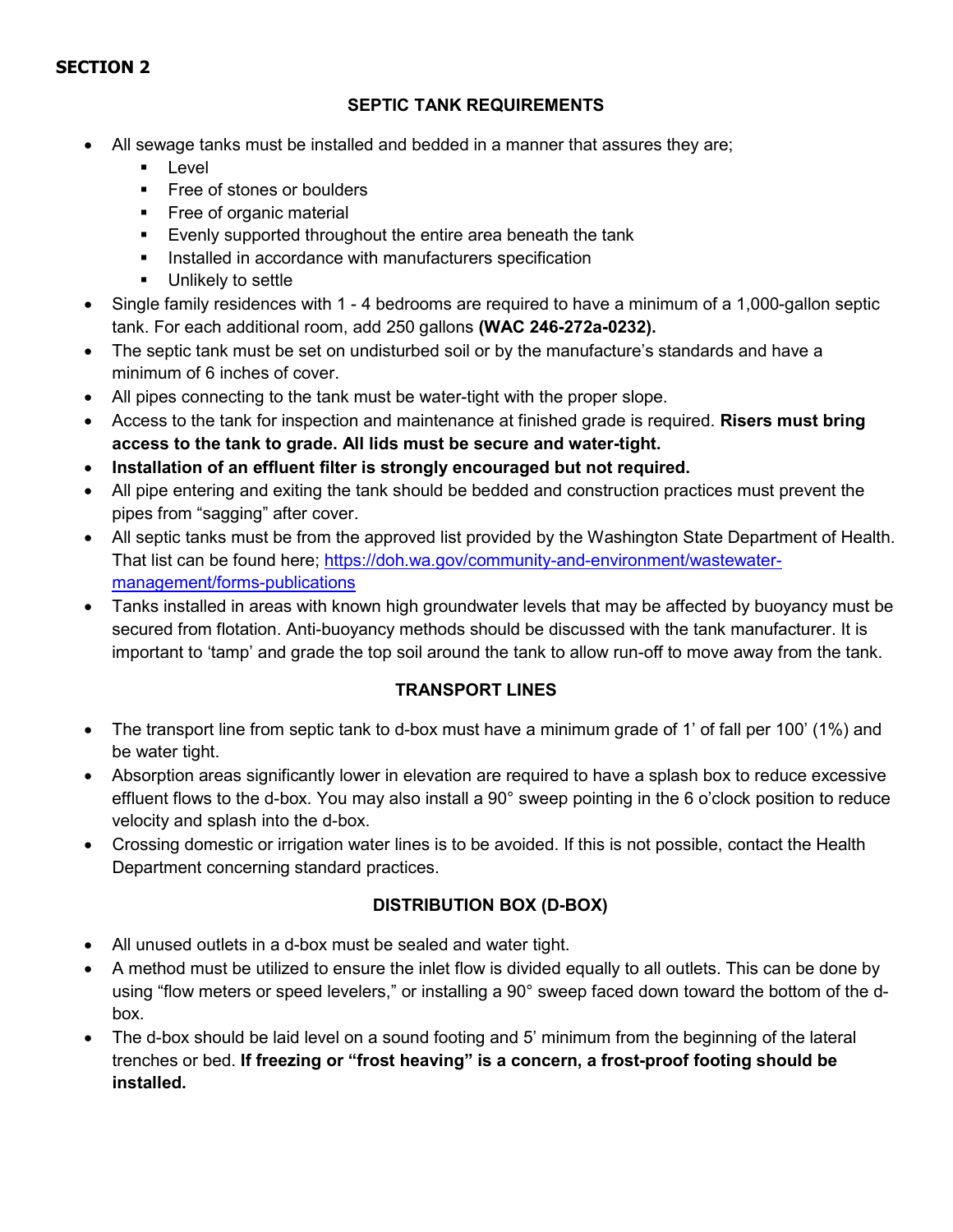**SECTION 2**

## SEPTIC TANK REQUIREMENTS

- All sewage tanks must be installed and bedded in a manner that assures they are;
  - Level
  - Free of stones or boulders
  - Free of organic material
  - Evenly supported throughout the entire area beneath the tank
  - Installed in accordance with manufacturers specification
  - Unlikely to settle
- Single family residences with 1 - 4 bedrooms are required to have a minimum of a 1,000-gallon septic tank. For each additional room, add 250 gallons **(WAC 246-272a-0232).**
- The septic tank must be set on undisturbed soil or by the manufacture's standards and have a minimum of 6 inches of cover.
- All pipes connecting to the tank must be water-tight with the proper slope.
- Access to the tank for inspection and maintenance at finished grade is required. **Risers must bring access to the tank to grade. All lids must be secure and water-tight.**
- **Installation of an effluent filter is strongly encouraged but not required.**
- All pipe entering and exiting the tank should be bedded and construction practices must prevent the pipes from "sagging" after cover.
- All septic tanks must be from the approved list provided by the Washington State Department of Health. That list can be found here; https://doh.wa.gov/community-and-environment/wastewater-management/forms-publications
- Tanks installed in areas with known high groundwater levels that may be affected by buoyancy must be secured from flotation. Anti-buoyancy methods should be discussed with the tank manufacturer. It is important to 'tamp' and grade the top soil around the tank to allow run-off to move away from the tank.

## TRANSPORT LINES

- The transport line from septic tank to d-box must have a minimum grade of 1' of fall per 100' (1%) and be water tight.
- Absorption areas significantly lower in elevation are required to have a splash box to reduce excessive effluent flows to the d-box. You may also install a 90° sweep pointing in the 6 o'clock position to reduce velocity and splash into the d-box.
- Crossing domestic or irrigation water lines is to be avoided. If this is not possible, contact the Health Department concerning standard practices.

## DISTRIBUTION BOX (D-BOX)

- All unused outlets in a d-box must be sealed and water tight.
- A method must be utilized to ensure the inlet flow is divided equally to all outlets. This can be done by using "flow meters or speed levelers," or installing a 90° sweep faced down toward the bottom of the d-box.
- The d-box should be laid level on a sound footing and 5' minimum from the beginning of the lateral trenches or bed. **If freezing or "frost heaving" is a concern, a frost-proof footing should be installed.**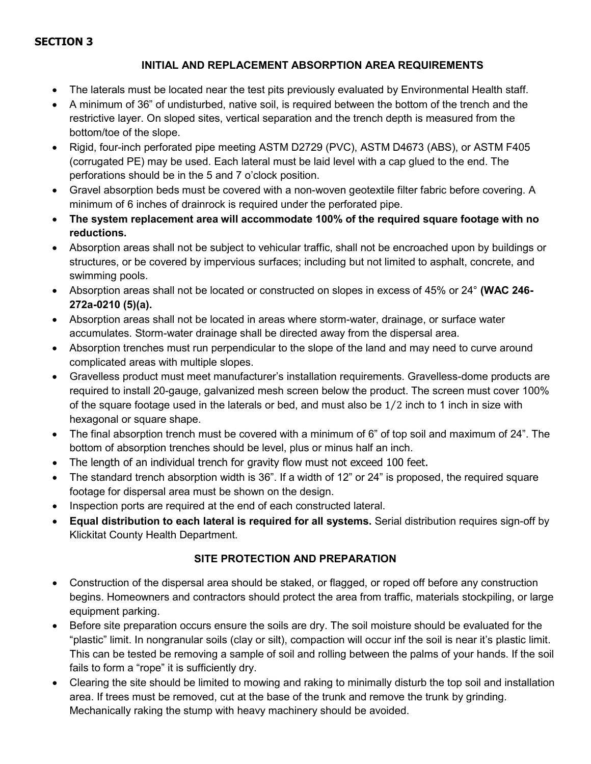**SECTION 3**

## INITIAL AND REPLACEMENT ABSORPTION AREA REQUIREMENTS

- The laterals must be located near the test pits previously evaluated by Environmental Health staff.
- A minimum of 36" of undisturbed, native soil, is required between the bottom of the trench and the restrictive layer. On sloped sites, vertical separation and the trench depth is measured from the bottom/toe of the slope.
- Rigid, four-inch perforated pipe meeting ASTM D2729 (PVC), ASTM D4673 (ABS), or ASTM F405 (corrugated PE) may be used. Each lateral must be laid level with a cap glued to the end. The perforations should be in the 5 and 7 o'clock position.
- Gravel absorption beds must be covered with a non-woven geotextile filter fabric before covering. A minimum of 6 inches of drainrock is required under the perforated pipe.
- **The system replacement area will accommodate 100% of the required square footage with no reductions.**
- Absorption areas shall not be subject to vehicular traffic, shall not be encroached upon by buildings or structures, or be covered by impervious surfaces; including but not limited to asphalt, concrete, and swimming pools.
- Absorption areas shall not be located or constructed on slopes in excess of 45% or 24° **(WAC 246-272a-0210 (5)(a).**
- Absorption areas shall not be located in areas where storm-water, drainage, or surface water accumulates. Storm-water drainage shall be directed away from the dispersal area.
- Absorption trenches must run perpendicular to the slope of the land and may need to curve around complicated areas with multiple slopes.
- Gravelless product must meet manufacturer's installation requirements. Gravelless-dome products are required to install 20-gauge, galvanized mesh screen below the product. The screen must cover 100% of the square footage used in the laterals or bed, and must also be $1/2$ inch to 1 inch in size with hexagonal or square shape.
- The final absorption trench must be covered with a minimum of 6" of top soil and maximum of 24". The bottom of absorption trenches should be level, plus or minus half an inch.
- The length of an individual trench for gravity flow must not exceed 100 feet.
- The standard trench absorption width is 36". If a width of 12" or 24" is proposed, the required square footage for dispersal area must be shown on the design.
- Inspection ports are required at the end of each constructed lateral.
- **Equal distribution to each lateral is required for all systems.** Serial distribution requires sign-off by Klickitat County Health Department.

## SITE PROTECTION AND PREPARATION

- Construction of the dispersal area should be staked, or flagged, or roped off before any construction begins. Homeowners and contractors should protect the area from traffic, materials stockpiling, or large equipment parking.
- Before site preparation occurs ensure the soils are dry. The soil moisture should be evaluated for the "plastic" limit. In nongranular soils (clay or silt), compaction will occur inf the soil is near it's plastic limit. This can be tested be removing a sample of soil and rolling between the palms of your hands. If the soil fails to form a "rope" it is sufficiently dry.
- Clearing the site should be limited to mowing and raking to minimally disturb the top soil and installation area. If trees must be removed, cut at the base of the trunk and remove the trunk by grinding. Mechanically raking the stump with heavy machinery should be avoided.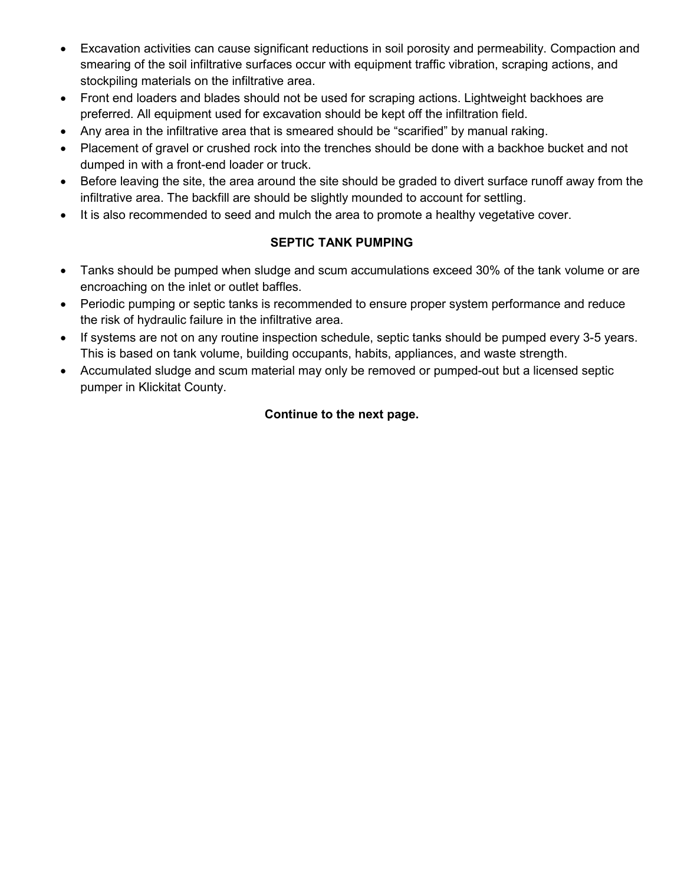- Excavation activities can cause significant reductions in soil porosity and permeability. Compaction and smearing of the soil infiltrative surfaces occur with equipment traffic vibration, scraping actions, and stockpiling materials on the infiltrative area.
- Front end loaders and blades should not be used for scraping actions. Lightweight backhoes are preferred. All equipment used for excavation should be kept off the infiltration field.
- Any area in the infiltrative area that is smeared should be "scarified" by manual raking.
- Placement of gravel or crushed rock into the trenches should be done with a backhoe bucket and not dumped in with a front-end loader or truck.
- Before leaving the site, the area around the site should be graded to divert surface runoff away from the infiltrative area. The backfill are should be slightly mounded to account for settling.
- It is also recommended to seed and mulch the area to promote a healthy vegetative cover.

**SEPTIC TANK PUMPING**

- Tanks should be pumped when sludge and scum accumulations exceed 30% of the tank volume or are encroaching on the inlet or outlet baffles.
- Periodic pumping or septic tanks is recommended to ensure proper system performance and reduce the risk of hydraulic failure in the infiltrative area.
- If systems are not on any routine inspection schedule, septic tanks should be pumped every 3-5 years. This is based on tank volume, building occupants, habits, appliances, and waste strength.
- Accumulated sludge and scum material may only be removed or pumped-out but a licensed septic pumper in Klickitat County.

**Continue to the next page.**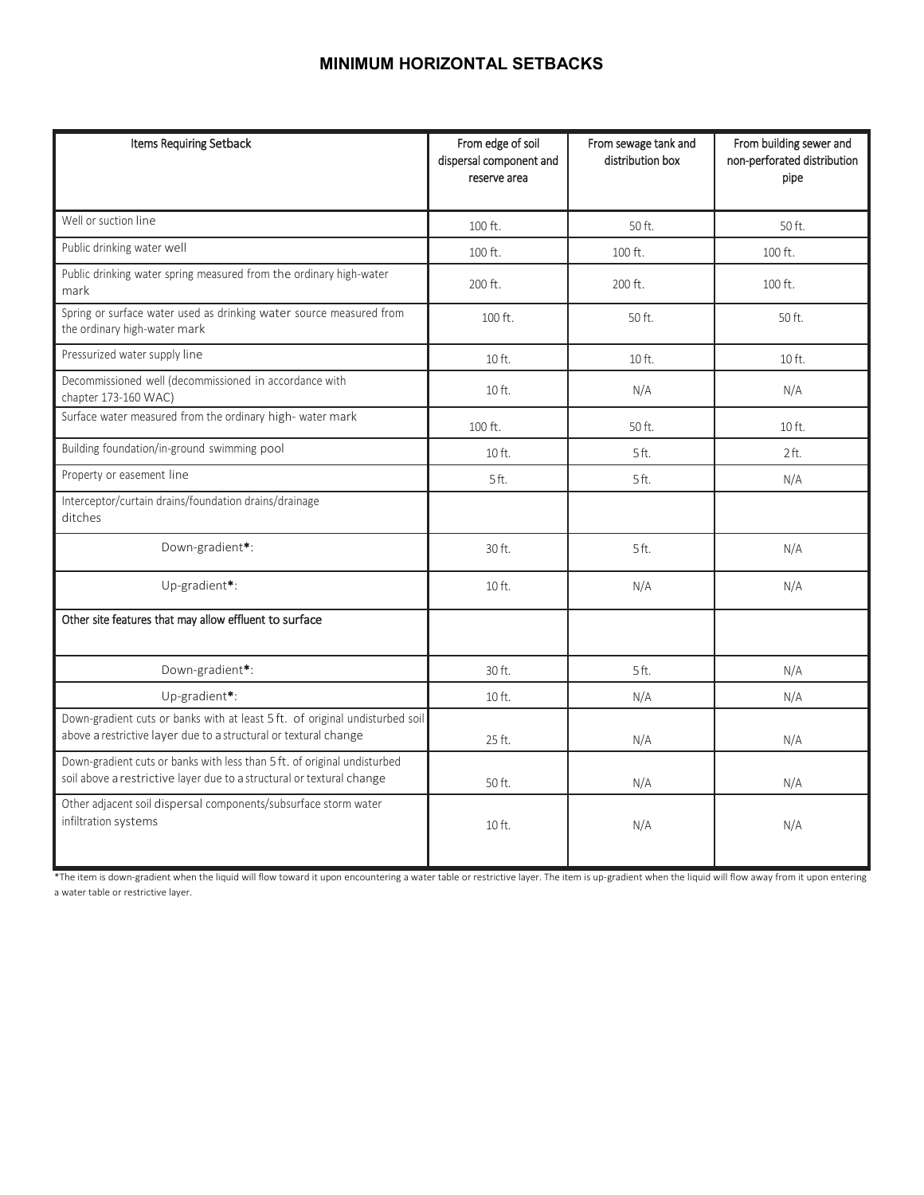## MINIMUM HORIZONTAL SETBACKS

| Items Requiring Setback | From edge of soil dispersal component and reserve area | From sewage tank and distribution box | From building sewer and non-perforated distribution pipe |
|---|---|---|---|
| Well or suction line | 100 ft. | 50 ft. | 50 ft. |
| Public drinking water well | 100 ft. | 100 ft. | 100 ft. |
| Public drinking water spring measured from the ordinary high-water mark | 200 ft. | 200 ft. | 100 ft. |
| Spring or surface water used as drinking water source measured from the ordinary high-water mark | 100 ft. | 50 ft. | 50 ft. |
| Pressurized water supply line | 10 ft. | 10 ft. | 10 ft. |
| Decommissioned well (decommissioned in accordance with chapter 173-160 WAC) | 10 ft. | N/A | N/A |
| Surface water measured from the ordinary high- water mark | 100 ft. | 50 ft. | 10 ft. |
| Building foundation/in-ground swimming pool | 10 ft. | 5 ft. | 2 ft. |
| Property or easement line | 5 ft. | 5 ft. | N/A |
| Interceptor/curtain drains/foundation drains/drainage ditches | | | |
| Down-gradient*: | 30 ft. | 5 ft. | N/A |
| Up-gradient*: | 10 ft. | N/A | N/A |
| Other site features that may allow effluent to surface | | | |
| Down-gradient*: | 30 ft. | 5 ft. | N/A |
| Up-gradient*: | 10 ft. | N/A | N/A |
| Down-gradient cuts or banks with at least 5 ft. of original undisturbed soil above a restrictive layer due to a structural or textural change | 25 ft. | N/A | N/A |
| Down-gradient cuts or banks with less than 5 ft. of original undisturbed soil above a restrictive layer due to a structural or textural change | 50 ft. | N/A | N/A |
| Other adjacent soil dispersal components/subsurface storm water infiltration systems | 10 ft. | N/A | N/A |

*The item is down-gradient when the liquid will flow toward it upon encountering a water table or restrictive layer. The item is up-gradient when the liquid will flow away from it upon entering a water table or restrictive layer.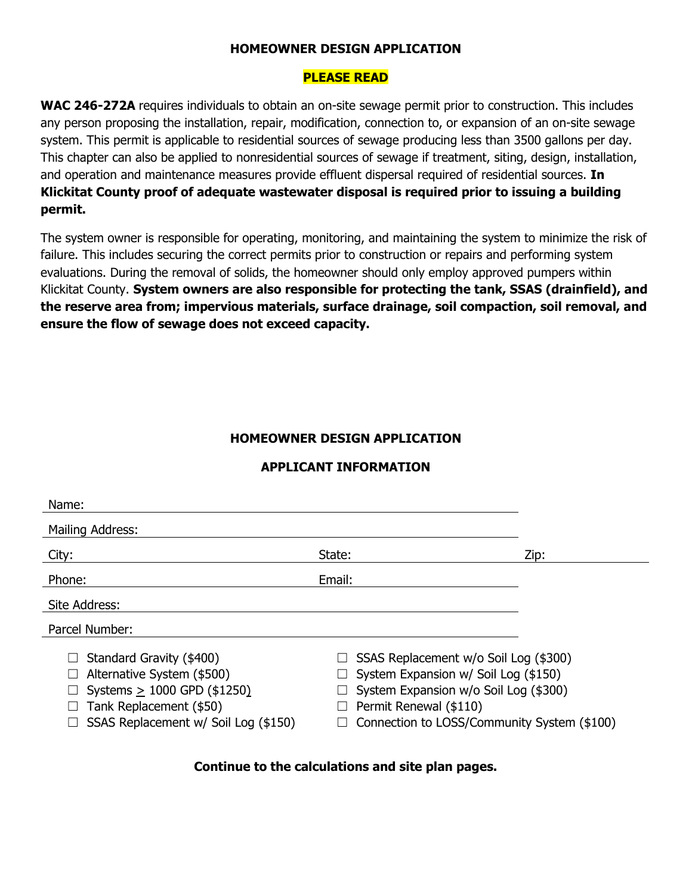## HOMEOWNER DESIGN APPLICATION

### PLEASE READ

**WAC 246-272A** requires individuals to obtain an on-site sewage permit prior to construction. This includes any person proposing the installation, repair, modification, connection to, or expansion of an on-site sewage system. This permit is applicable to residential sources of sewage producing less than 3500 gallons per day. This chapter can also be applied to nonresidential sources of sewage if treatment, siting, design, installation, and operation and maintenance measures provide effluent dispersal required of residential sources. **In Klickitat County proof of adequate wastewater disposal is required prior to issuing a building permit.**

The system owner is responsible for operating, monitoring, and maintaining the system to minimize the risk of failure. This includes securing the correct permits prior to construction or repairs and performing system evaluations. During the removal of solids, the homeowner should only employ approved pumpers within Klickitat County. **System owners are also responsible for protecting the tank, SSAS (drainfield), and the reserve area from; impervious materials, surface drainage, soil compaction, soil removal, and ensure the flow of sewage does not exceed capacity.**

## HOMEOWNER DESIGN APPLICATION

### APPLICANT INFORMATION

Name: ____________________

Mailing Address: ____________________

City: ____________________ State: ____________________ Zip: ____________________

Phone: ____________________ Email: ____________________

Site Address: ____________________

Parcel Number: ____________________

- ☐ Standard Gravity ($400)
- ☐ Alternative System ($500)
- ☐ Systems $\geq$ 1000 GPD ($1250)
- ☐ Tank Replacement ($50)
- ☐ SSAS Replacement w/ Soil Log ($150)
- ☐ SSAS Replacement w/o Soil Log ($300)
- ☐ System Expansion w/ Soil Log ($150)
- ☐ System Expansion w/o Soil Log ($300)
- ☐ Permit Renewal ($110)
- ☐ Connection to LOSS/Community System ($100)

**Continue to the calculations and site plan pages.**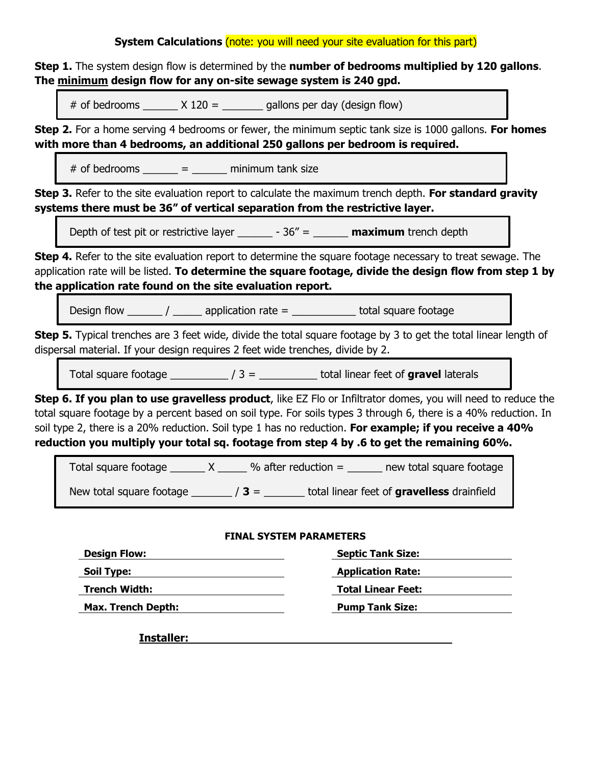**System Calculations** (note: you will need your site evaluation for this part)

**Step 1.** The system design flow is determined by the **number of bedrooms multiplied by 120 gallons**. **The minimum design flow for any on-site sewage system is 240 gpd.**

> # of bedrooms ______ X 120 = _______ gallons per day (design flow)

**Step 2.** For a home serving 4 bedrooms or fewer, the minimum septic tank size is 1000 gallons. **For homes with more than 4 bedrooms, an additional 250 gallons per bedroom is required.**

> # of bedrooms ______ = ______ minimum tank size

**Step 3.** Refer to the site evaluation report to calculate the maximum trench depth. **For standard gravity systems there must be 36" of vertical separation from the restrictive layer.**

> Depth of test pit or restrictive layer ______ - 36" = ______ **maximum** trench depth

**Step 4.** Refer to the site evaluation report to determine the square footage necessary to treat sewage. The application rate will be listed. **To determine the square footage, divide the design flow from step 1 by the application rate found on the site evaluation report.**

> Design flow ______ / _____ application rate = ___________ total square footage

**Step 5.** Typical trenches are 3 feet wide, divide the total square footage by 3 to get the total linear length of dispersal material. If your design requires 2 feet wide trenches, divide by 2.

> Total square footage __________ / 3 = __________ total linear feet of **gravel** laterals

**Step 6. If you plan to use gravelless product**, like EZ Flo or Infiltrator domes, you will need to reduce the total square footage by a percent based on soil type. For soils types 3 through 6, there is a 40% reduction. In soil type 2, there is a 20% reduction. Soil type 1 has no reduction. **For example; if you receive a 40% reduction you multiply your total sq. footage from step 4 by .6 to get the remaining 60%.**

> Total square footage ______ X _____ % after reduction = ______ new total square footage
>
> New total square footage _______ / **3** = _______ total linear feet of **gravelless** drainfield

**FINAL SYSTEM PARAMETERS**

| | |
|---|---|
| **Design Flow:** | **Septic Tank Size:** |
| **Soil Type:** | **Application Rate:** |
| **Trench Width:** | **Total Linear Feet:** |
| **Max. Trench Depth:** | **Pump Tank Size:** |

**Installer:** ________________________________________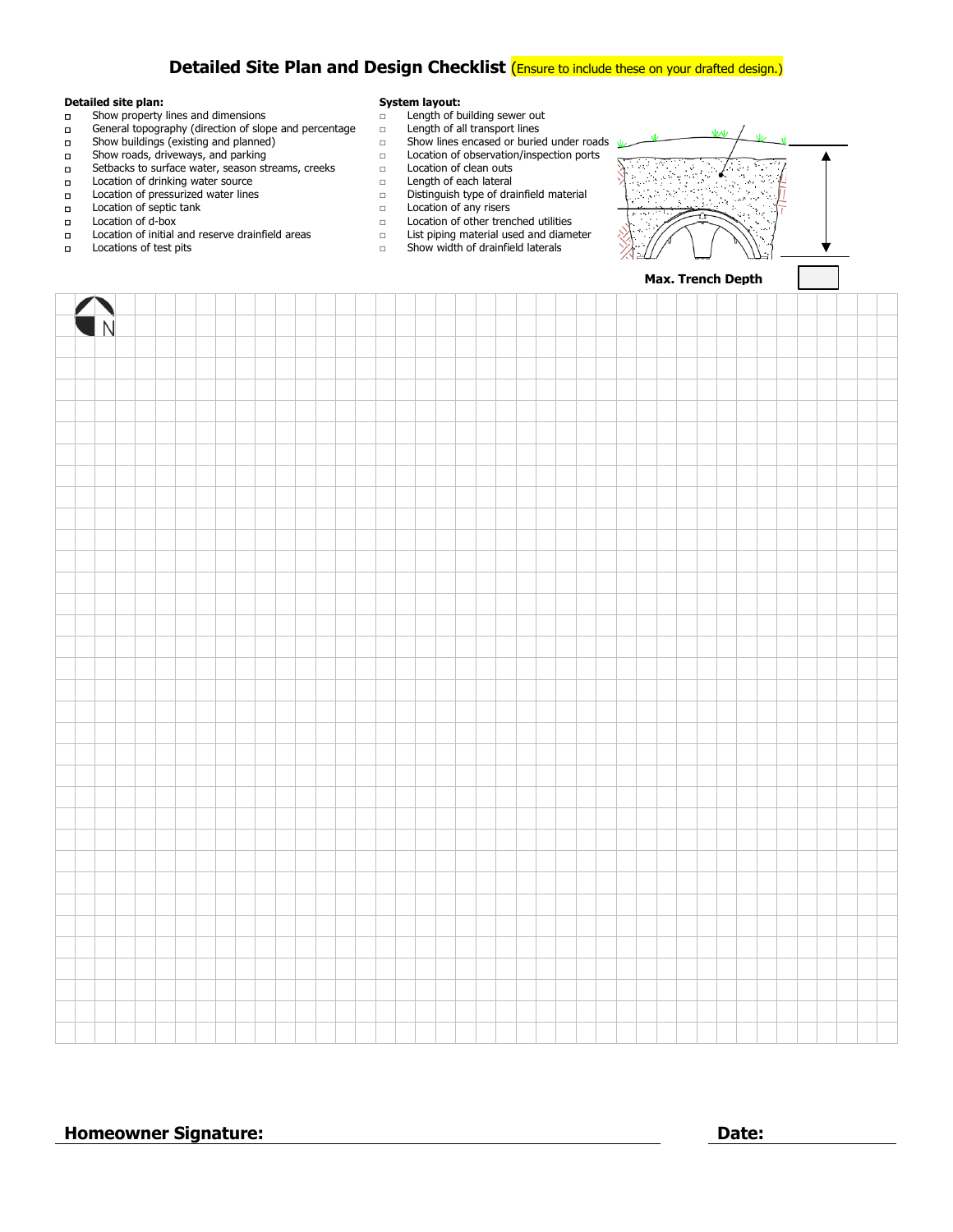# Detailed Site Plan and Design Checklist (Ensure to include these on your drafted design.)

**Detailed site plan:**

- ☐ Show property lines and dimensions
- ☐ General topography (direction of slope and percentage
- ☐ Show buildings (existing and planned)
- ☐ Show roads, driveways, and parking
- ☐ Setbacks to surface water, season streams, creeks
- ☐ Location of drinking water source
- ☐ Location of pressurized water lines
- ☐ Location of septic tank
- ☐ Location of d-box
- ☐ Location of initial and reserve drainfield areas
- ☐ Locations of test pits

**System layout:**

- ☐ Length of building sewer out
- ☐ Length of all transport lines
- ☐ Show lines encased or buried under roads
- ☐ Location of observation/inspection ports
- ☐ Location of clean outs
- ☐ Length of each lateral
- ☐ Distinguish type of drainfield material
- ☐ Location of any risers
- ☐ Location of other trenched utilities
- ☐ List piping material used and diameter
- ☐ Show width of drainfield laterals

**Max. Trench Depth** ________

N

**Homeowner Signature:** ______________________________ **Date:** ____________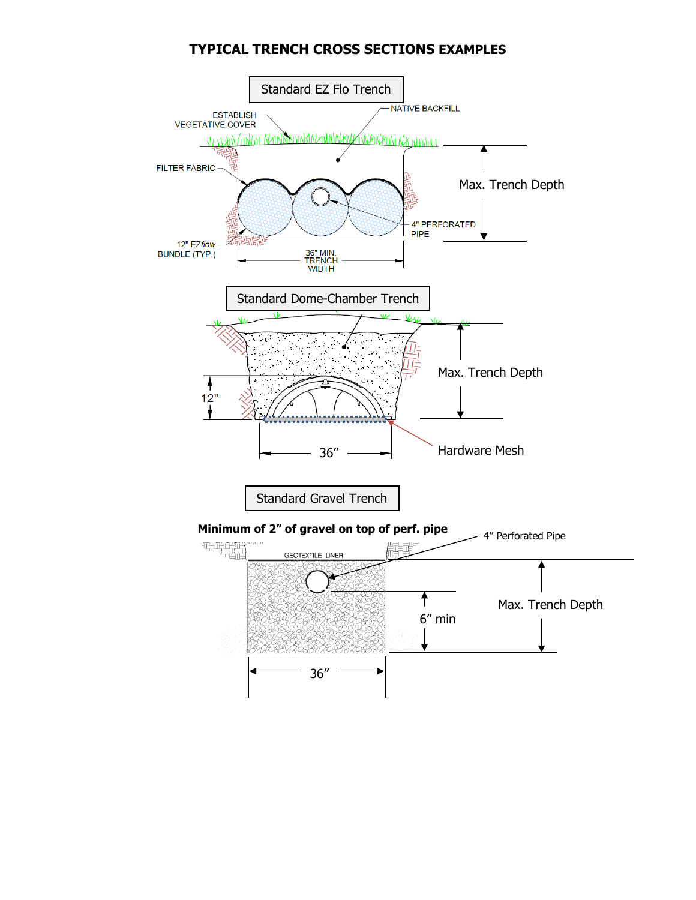# TYPICAL TRENCH CROSS SECTIONS EXAMPLES

Standard EZ Flo Trench

ESTABLISH VEGETATIVE COVER

NATIVE BACKFILL

FILTER FABRIC

Max. Trench Depth

4" PERFORATED PIPE

12" EZ*flow* BUNDLE (TYP.)

36" MIN. TRENCH WIDTH

Standard Dome-Chamber Trench

Max. Trench Depth

12"

36"

Hardware Mesh

Standard Gravel Trench

**Minimum of 2" of gravel on top of perf. pipe**

4" Perforated Pipe

GEOTEXTILE LINER

Max. Trench Depth

6" min

36"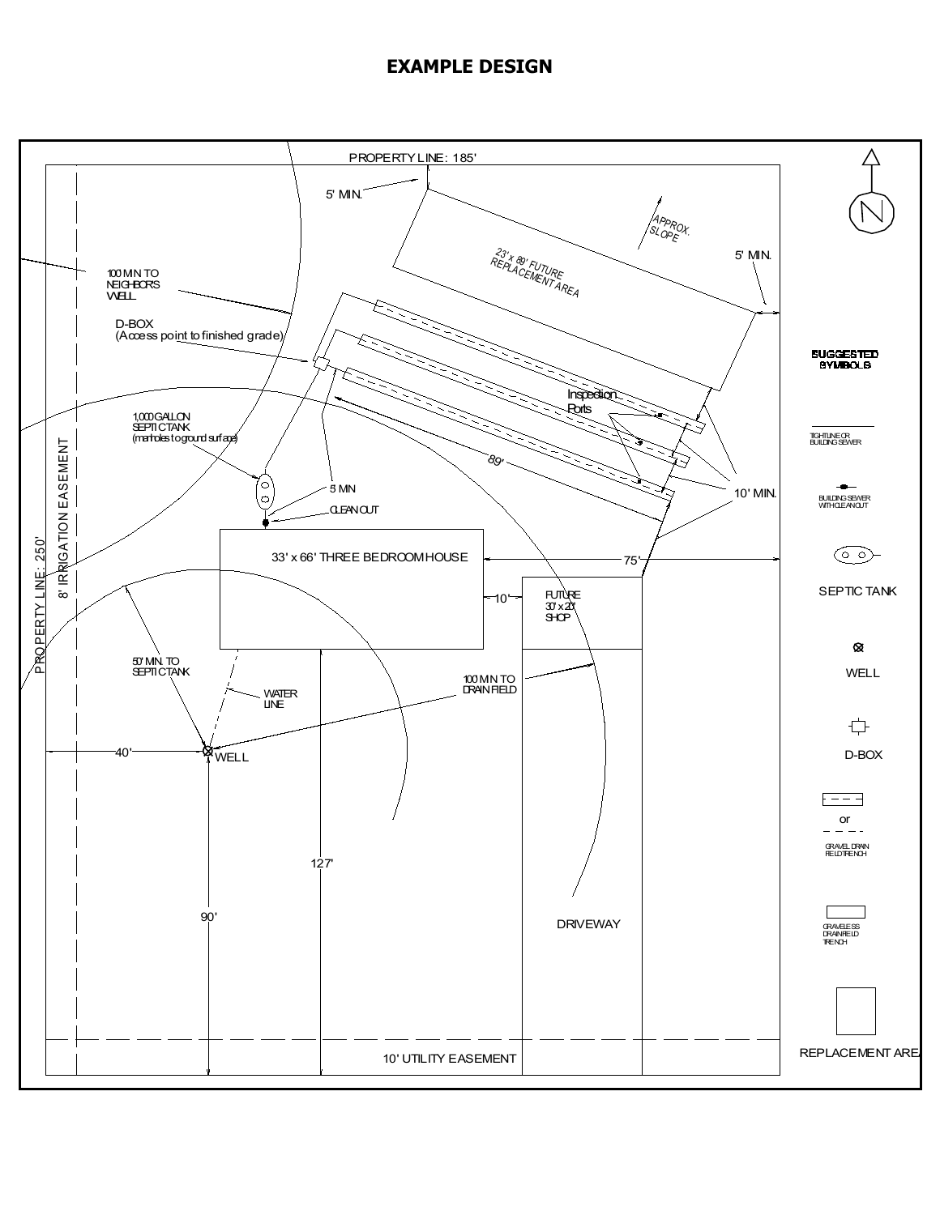# EXAMPLE DESIGN

PROPERTY LINE: 185'

5' MIN.

APPROX. SLOPE

5' MIN.

23' x 89' FUTURE REPLACEMENT AREA

100 MIN TO NEIGHBOR'S WELL

D-BOX (Access point to finished grade)

SUGGESTED SYMBOLS

Inspection Ports

1,000 GALLON SEPTIC TANK (manholes to ground surface)

89'

5 MIN

10' MIN.

CLEAN OUT

PROPERTY LINE: 250'

8' IRRIGATION EASEMENT

33' x 66' THREE BEDROOM HOUSE

75'

10'

FUTURE 30' x 20' SHOP

50' MIN. TO SEPTIC TANK

100 MIN TO DRAIN FIELD

WATER LINE

40'

WELL

127'

90'

DRIVEWAY

10' UTILITY EASEMENT

TIGHTLINE OR BUILDING SEWER

BUILDING SEWER WITH CLEANOUT

SEPTIC TANK

WELL

D-BOX

or

GRAVEL DRAIN FIELD TRENCH

GRAVELESS DRAINFIELD TRENCH

REPLACEMENT AREA